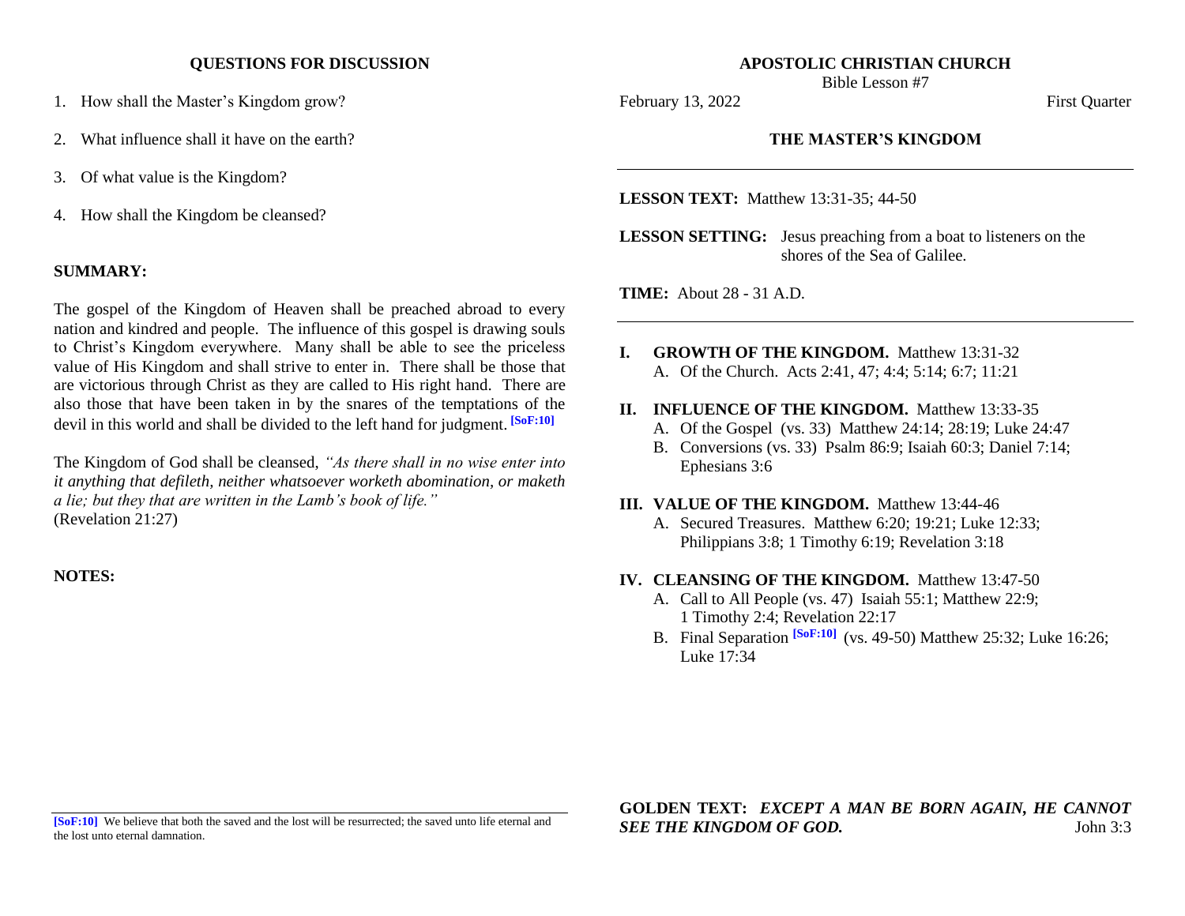# APOSTOLIC CHRISTIAN CHURCH

Bible Lesson #7

February 13, 2022 First Quarter

## THE MASTER'S KINGDOM

---

**LESSON TEXT:** Matthew 13:31-35; 44-50

**LESSON SETTING:** Jesus preaching from a boat to listeners on the shores of the Sea of Galilee.

**TIME:** About 28 - 31 A.D.

---

**I. GROWTH OF THE KINGDOM.** Matthew 13:31-32

- A. Of the Church. Acts 2:41, 47; 4:4; 5:14; 6:7; 11:21

**II. INFLUENCE OF THE KINGDOM.** Matthew 13:33-35

- A. Of the Gospel (vs. 33) Matthew 24:14; 28:19; Luke 24:47
- B. Conversions (vs. 33) Psalm 86:9; Isaiah 60:3; Daniel 7:14; Ephesians 3:6

**III. VALUE OF THE KINGDOM.** Matthew 13:44-46

- A. Secured Treasures. Matthew 6:20; 19:21; Luke 12:33; Philippians 3:8; 1 Timothy 6:19; Revelation 3:18

**IV. CLEANSING OF THE KINGDOM.** Matthew 13:47-50

- A. Call to All People (vs. 47) Isaiah 55:1; Matthew 22:9; 1 Timothy 2:4; Revelation 22:17
- B. Final Separation [SoF:10] (vs. 49-50) Matthew 25:32; Luke 16:26; Luke 17:34

**GOLDEN TEXT:** ***EXCEPT A MAN BE BORN AGAIN, HE CANNOT SEE THE KINGDOM OF GOD.*** John 3:3

## QUESTIONS FOR DISCUSSION

1. How shall the Master's Kingdom grow?
2. What influence shall it have on the earth?
3. Of what value is the Kingdom?
4. How shall the Kingdom be cleansed?

**SUMMARY:**

The gospel of the Kingdom of Heaven shall be preached abroad to every nation and kindred and people. The influence of this gospel is drawing souls to Christ's Kingdom everywhere. Many shall be able to see the priceless value of His Kingdom and shall strive to enter in. There shall be those that are victorious through Christ as they are called to His right hand. There are also those that have been taken in by the snares of the temptations of the devil in this world and shall be divided to the left hand for judgment. [SoF:10]

The Kingdom of God shall be cleansed, *"As there shall in no wise enter into it anything that defileth, neither whatsoever worketh abomination, or maketh a lie; but they that are written in the Lamb's book of life."* (Revelation 21:27)

**NOTES:**

---

**[SoF:10]** We believe that both the saved and the lost will be resurrected; the saved unto life eternal and the lost unto eternal damnation.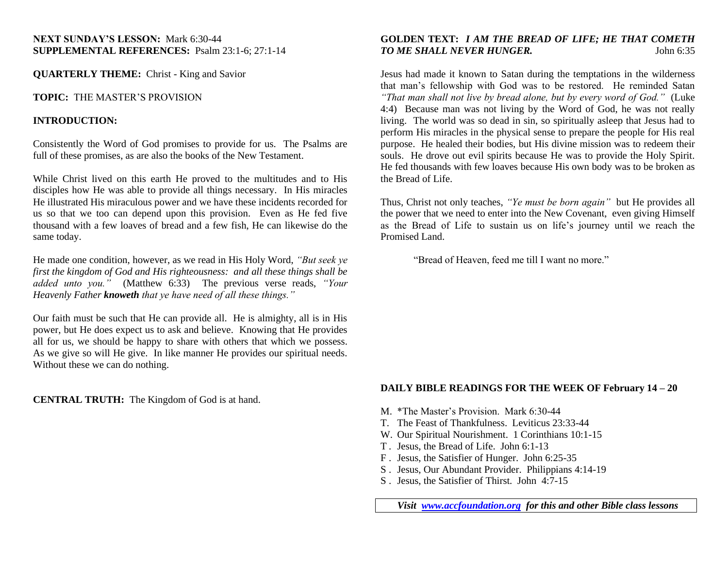**NEXT SUNDAY'S LESSON:** Mark 6:30-44
**SUPPLEMENTAL REFERENCES:** Psalm 23:1-6; 27:1-14

**QUARTERLY THEME:** Christ - King and Savior

**TOPIC:** THE MASTER'S PROVISION

**INTRODUCTION:**

Consistently the Word of God promises to provide for us. The Psalms are full of these promises, as are also the books of the New Testament.

While Christ lived on this earth He proved to the multitudes and to His disciples how He was able to provide all things necessary. In His miracles He illustrated His miraculous power and we have these incidents recorded for us so that we too can depend upon this provision. Even as He fed five thousand with a few loaves of bread and a few fish, He can likewise do the same today.

He made one condition, however, as we read in His Holy Word, *"But seek ye first the kingdom of God and His righteousness: and all these things shall be added unto you."* (Matthew 6:33) The previous verse reads, *"Your Heavenly Father **knoweth** that ye have need of all these things."*

Our faith must be such that He can provide all. He is almighty, all is in His power, but He does expect us to ask and believe. Knowing that He provides all for us, we should be happy to share with others that which we possess. As we give so will He give. In like manner He provides our spiritual needs. Without these we can do nothing.

**CENTRAL TRUTH:** The Kingdom of God is at hand.

**GOLDEN TEXT:** ***I AM THE BREAD OF LIFE; HE THAT COMETH TO ME SHALL NEVER HUNGER.*** John 6:35

Jesus had made it known to Satan during the temptations in the wilderness that man's fellowship with God was to be restored. He reminded Satan *"That man shall not live by bread alone, but by every word of God."* (Luke 4:4) Because man was not living by the Word of God, he was not really living. The world was so dead in sin, so spiritually asleep that Jesus had to perform His miracles in the physical sense to prepare the people for His real purpose. He healed their bodies, but His divine mission was to redeem their souls. He drove out evil spirits because He was to provide the Holy Spirit. He fed thousands with few loaves because His own body was to be broken as the Bread of Life.

Thus, Christ not only teaches, *"Ye must be born again"* but He provides all the power that we need to enter into the New Covenant, even giving Himself as the Bread of Life to sustain us on life's journey until we reach the Promised Land.

"Bread of Heaven, feed me till I want no more."

**DAILY BIBLE READINGS FOR THE WEEK OF February 14 – 20**

- M. *The Master's Provision. Mark 6:30-44
- T. The Feast of Thankfulness. Leviticus 23:33-44
- W. Our Spiritual Nourishment. 1 Corinthians 10:1-15
- T. Jesus, the Bread of Life. John 6:1-13
- F. Jesus, the Satisfier of Hunger. John 6:25-35
- S. Jesus, Our Abundant Provider. Philippians 4:14-19
- S. Jesus, the Satisfier of Thirst. John 4:7-15

***Visit [www.accfoundation.org](http://www.accfoundation.org) for this and other Bible class lessons***